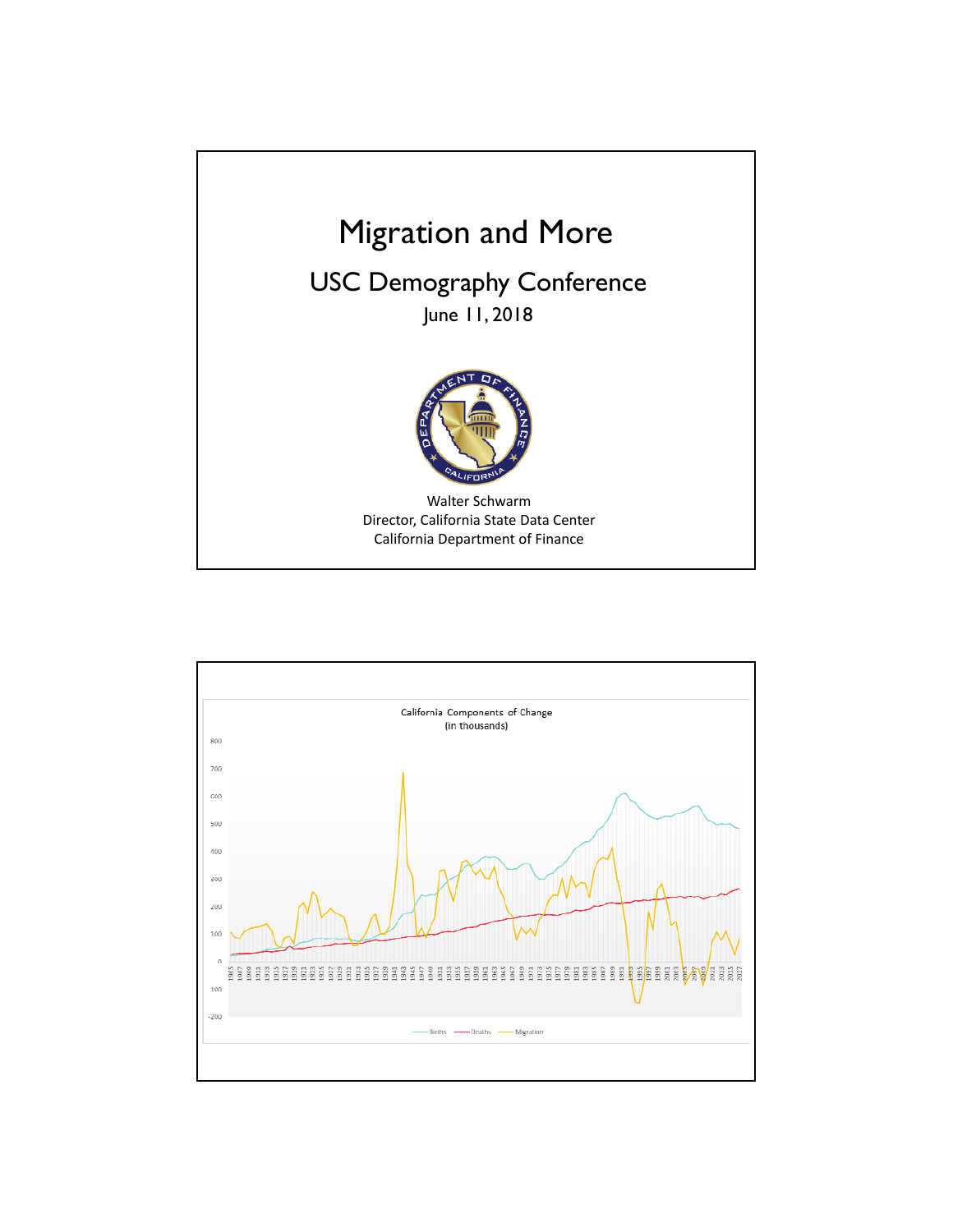# Migration and More

## USC Demography Conference

June 11, 2018

Walter Schwarm
Director, California State Data Center
California Department of Finance

California Components of Change
(in thousands)

Births — Deaths — Migration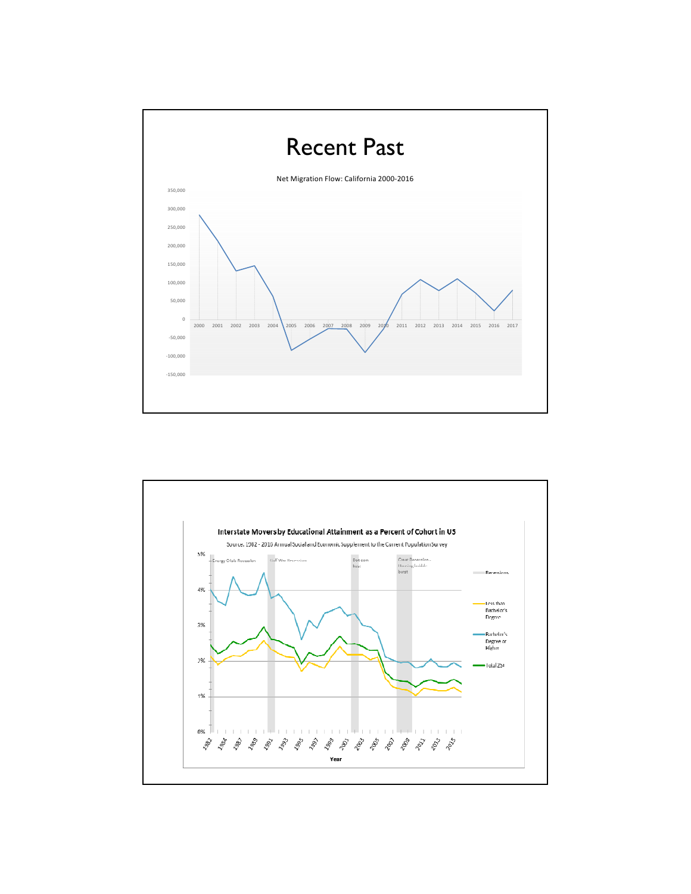# Recent Past

Net Migration Flow: California 2000-2016

| Year | Net Migration |
|---|---|
| 2000 | ~285,000 |
| 2001 | ~215,000 |
| 2002 | ~133,000 |
| 2003 | ~147,000 |
| 2004 | ~63,000 |
| 2005 | ~-83,000 |
| 2006 | ~-53,000 |
| 2007 | ~-25,000 |
| 2008 | ~-26,000 |
| 2009 | ~-89,000 |
| 2010 | ~-28,000 |
| 2011 | ~68,000 |
| 2012 | ~108,000 |
| 2013 | ~78,000 |
| 2014 | ~110,000 |
| 2015 | ~71,000 |
| 2016 | ~23,000 |
| 2017 | ~79,000 |

**Interstate Movers by Educational Attainment as a Percent of Cohort in US**

Source: 1982 - 2016 Annual Social and Economic Supplement to the Current Population Survey

Series: Less than Bachelor's Degree; Bachelor's Degree or Higher; Total 25+; Recessions (Energy Crisis Recession, Gulf War Recession, Dot com bust, Great Recession - Housing bubble burst)

Y-axis: 0%–5%; X-axis: Year (1982–2015)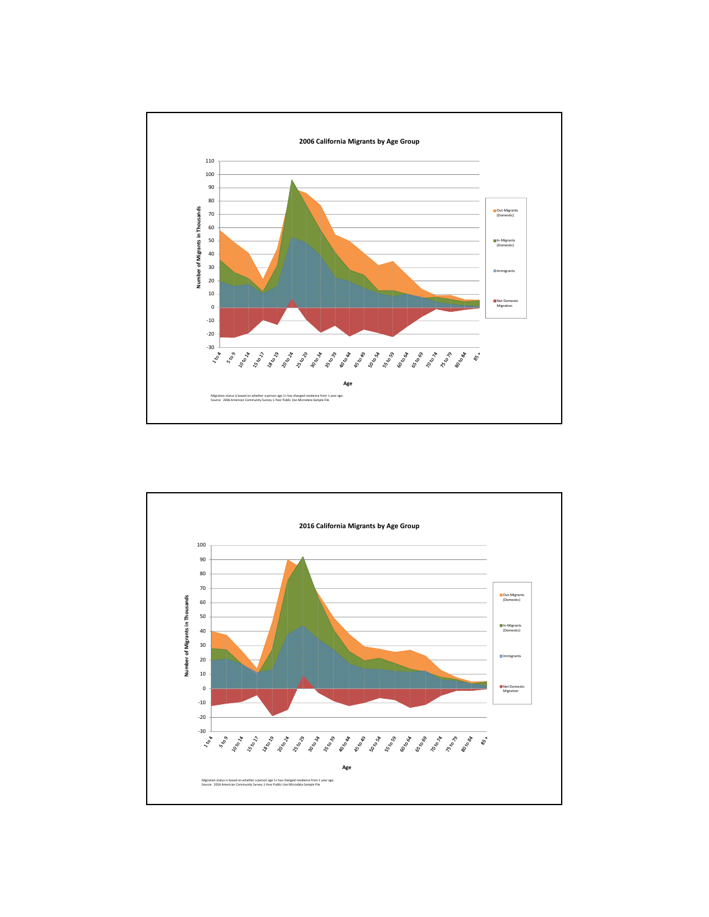## 2006 California Migrants by Age Group

Number of Migrants in Thousands

Age: 1 to 4, 5 to 9, 10 to 14, 15 to 17, 18 to 19, 20 to 24, 25 to 29, 30 to 34, 35 to 39, 40 to 44, 45 to 49, 50 to 54, 55 to 59, 60 to 64, 65 to 69, 70 to 74, 75 to 79, 80 to 84, 85 +

Legend: Out-Migrants (Domestic); In-Migrants (Domestic); Immigrants; Net Domestic Migration

Migration status is based on whether a person age 1+ has changed residence from 1 year ago.
Source: 2006 American Community Survey 1-Year Public Use Microdata Sample File

## 2016 California Migrants by Age Group

Number of Migrants in Thousands

Age: 1 to 4, 5 to 9, 10 to 14, 15 to 17, 18 to 19, 20 to 24, 25 to 29, 30 to 34, 35 to 39, 40 to 44, 45 to 49, 50 to 54, 55 to 59, 60 to 64, 65 to 69, 70 to 74, 75 to 79, 80 to 84, 85 +

Legend: Out-Migrants (Domestic); In-Migrants (Domestic); Immigrants; Net Domestic Migration

Migration status is based on whether a person age 1+ has changed residence from 1 year ago.
Source: 2016 American Community Survey 1-Year Public Use Microdata Sample File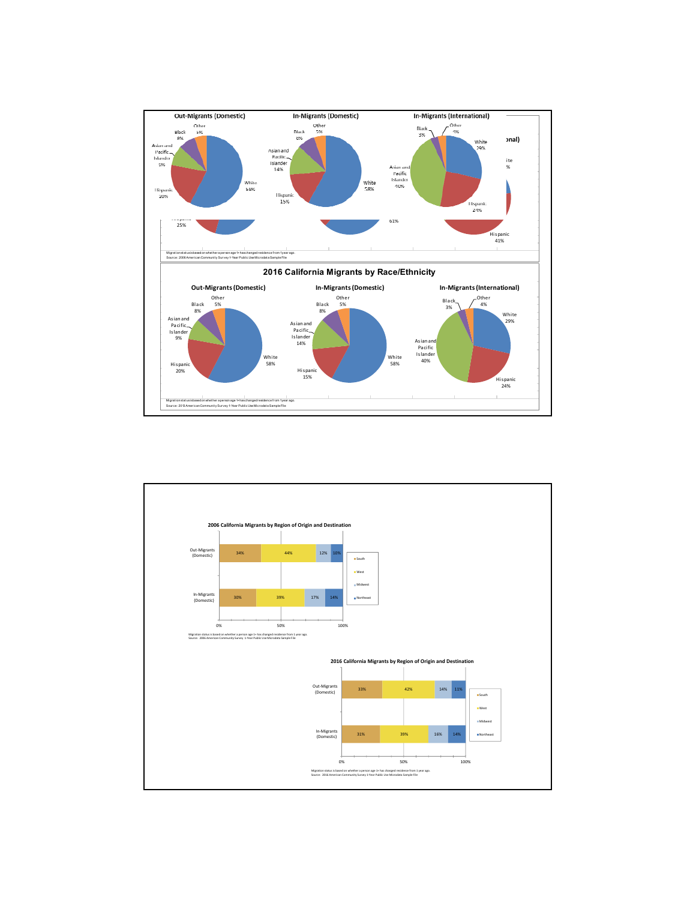## 2016 California Migrants by Race/Ethnicity

**Out-Migrants (Domestic)**

| Race/Ethnicity | Share |
|---|---|
| White | 58% |
| Hispanic | 20% |
| Asian and Pacific Islander | 9% |
| Black | 8% |
| Other | 5% |

**In-Migrants (Domestic)**

| Race/Ethnicity | Share |
|---|---|
| White | 58% |
| Hispanic | 15% |
| Asian and Pacific Islander | 14% |
| Black | 8% |
| Other | 5% |

**In-Migrants (International)**

| Race/Ethnicity | Share |
|---|---|
| White | 29% |
| Hispanic | 24% |
| Asian and Pacific Islander | 40% |
| Black | 3% |
| Other | 4% |

Migration status is based on whether a person age 1+ has changed residence from 1 year ago.
Source: 2016 American Community Survey 1-Year Public Use Microdata Sample File

## 2006 California Migrants by Region of Origin and Destination

| | South | West | Midwest | Northeast |
|---|---|---|---|---|
| Out-Migrants (Domestic) | 34% | 44% | 12% | 10% |
| In-Migrants (Domestic) | 30% | 39% | 17% | 14% |

Migration status is based on whether a person age 1+ has changed residence from 1 year ago.
Source: 2006 American Community Survey 1-Year Public Use Microdata Sample File

## 2016 California Migrants by Region of Origin and Destination

| | South | West | Midwest | Northeast |
|---|---|---|---|---|
| Out-Migrants (Domestic) | 33% | 42% | 14% | 11% |
| In-Migrants (Domestic) | 31% | 39% | 16% | 14% |

Migration status is based on whether a person age 1+ has changed residence from 1 year ago.
Source: 2016 American Community Survey 1-Year Public Use Microdata Sample File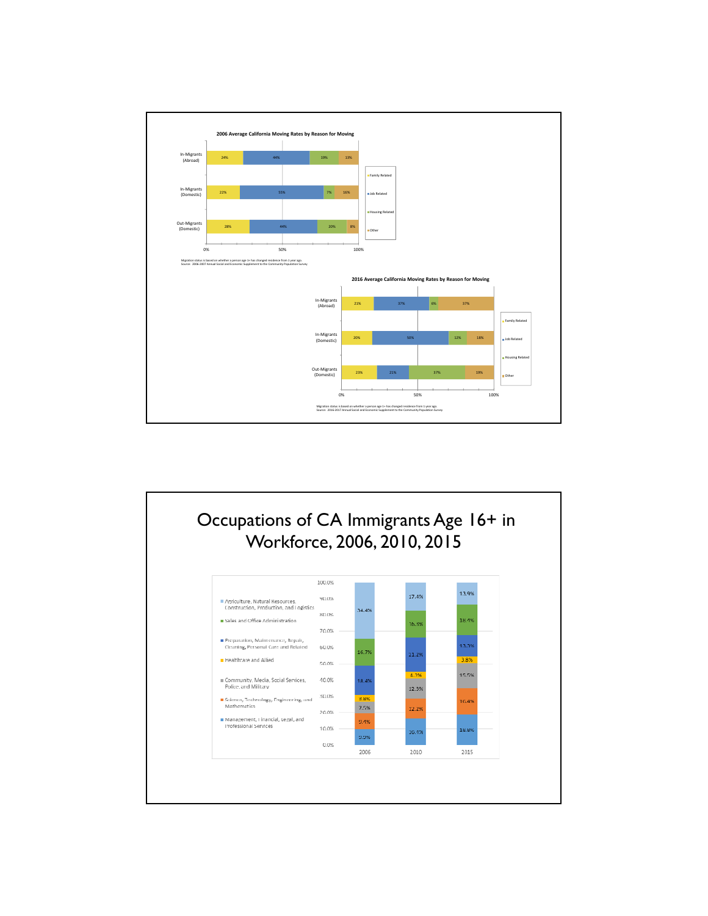## 2006 Average California Moving Rates by Reason for Moving

| | Family Related | Job Related | Housing Related | Other |
|---|---|---|---|---|
| In-Migrants (Abroad) | 24% | 44% | 19% | 13% |
| In-Migrants (Domestic) | 22% | 55% | 7% | 16% |
| Out-Migrants (Domestic) | 28% | 44% | 20% | 8% |

Migration status is based on whether a person age 1+ has changed residence from 1 year ago.
Source: 2006-2007 Annual Social and Economic Supplement to the Community Population Survey

## 2016 Average California Moving Rates by Reason for Moving

| | Family Related | Job Related | Housing Related | Other |
|---|---|---|---|---|
| In-Migrants (Abroad) | 21% | 37% | 6% | 37% |
| In-Migrants (Domestic) | 20% | 50% | 12% | 18% |
| Out-Migrants (Domestic) | 23% | 21% | 37% | 19% |

Migration status is based on whether a person age 1+ has changed residence from 1 year ago.
Source: 2016-2017 Annual Social and Economic Supplement to the Community Population Survey

# Occupations of CA Immigrants Age 16+ in Workforce, 2006, 2010, 2015

| | 2006 | 2010 | 2015 |
|---|---|---|---|
| Agriculture, Natural Resources, Construction, Production, and Logistics | 34.4% | 17.4% | 13.9% |
| Sales and Office Administration | 16.7% | 16.3% | 18.4% |
| Preparation, Maintenance, Repair, Cleaning, Personal Care and Related | 18.4% | 21.2% | 13.1% |
| Healthcare and Allied | 3.8% | 4.1% | 3.8% |
| Community, Media, Social Services, Police, and Military | 7.5% | 12.3% | 15.5% |
| Science, Technology, Engineering, and Mathematics | 9.4% | 12.2% | 16.4% |
| Management, Financial, Legal, and Professional Services | 9.9% | 16.1% | 18.8% |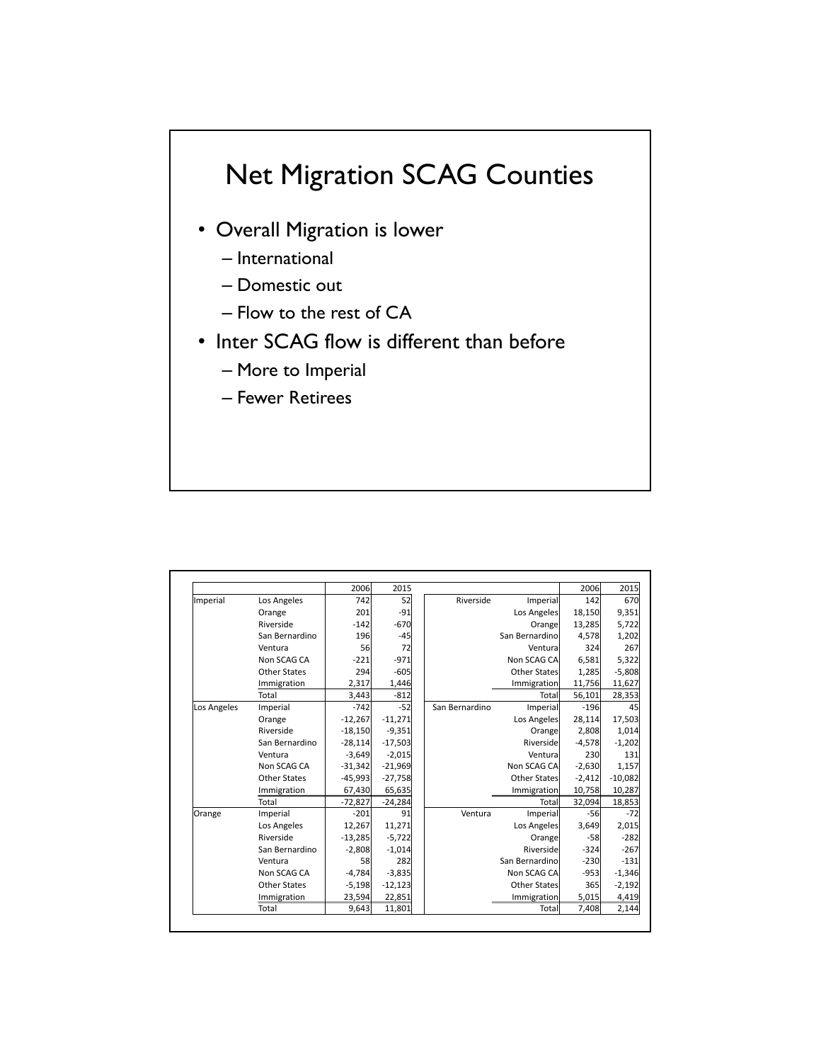# Net Migration SCAG Counties

- Overall Migration is lower
  - International
  - Domestic out
  - Flow to the rest of CA
- Inter SCAG flow is different than before
  - More to Imperial
  - Fewer Retirees

| | | 2006 | 2015 |
|---|---|---|---|
| Imperial | Los Angeles | 742 | 52 |
| | Orange | 201 | -91 |
| | Riverside | -142 | -670 |
| | San Bernardino | 196 | -45 |
| | Ventura | 56 | 72 |
| | Non SCAG CA | -221 | -971 |
| | Other States | 294 | -605 |
| | Immigration | 2,317 | 1,446 |
| | Total | 3,443 | -812 |
| Los Angeles | Imperial | -742 | -52 |
| | Orange | -12,267 | -11,271 |
| | Riverside | -18,150 | -9,351 |
| | San Bernardino | -28,114 | -17,503 |
| | Ventura | -3,649 | -2,015 |
| | Non SCAG CA | -31,342 | -21,969 |
| | Other States | -45,993 | -27,758 |
| | Immigration | 67,430 | 65,635 |
| | Total | -72,827 | -24,284 |
| Orange | Imperial | -201 | 91 |
| | Los Angeles | 12,267 | 11,271 |
| | Riverside | -13,285 | -5,722 |
| | San Bernardino | -2,808 | -1,014 |
| | Ventura | 58 | 282 |
| | Non SCAG CA | -4,784 | -3,835 |
| | Other States | -5,198 | -12,123 |
| | Immigration | 23,594 | 22,851 |
| | Total | 9,643 | 11,801 |

| | | 2006 | 2015 |
|---|---|---|---|
| Riverside | Imperial | 142 | 670 |
| | Los Angeles | 18,150 | 9,351 |
| | Orange | 13,285 | 5,722 |
| | San Bernardino | 4,578 | 1,202 |
| | Ventura | 324 | 267 |
| | Non SCAG CA | 6,581 | 5,322 |
| | Other States | 1,285 | -5,808 |
| | Immigration | 11,756 | 11,627 |
| | Total | 56,101 | 28,353 |
| San Bernardino | Imperial | -196 | 45 |
| | Los Angeles | 28,114 | 17,503 |
| | Orange | 2,808 | 1,014 |
| | Riverside | -4,578 | -1,202 |
| | Ventura | 230 | 131 |
| | Non SCAG CA | -2,630 | 1,157 |
| | Other States | -2,412 | -10,082 |
| | Immigration | 10,758 | 10,287 |
| | Total | 32,094 | 18,853 |
| Ventura | Imperial | -56 | -72 |
| | Los Angeles | 3,649 | 2,015 |
| | Orange | -58 | -282 |
| | Riverside | -324 | -267 |
| | San Bernardino | -230 | -131 |
| | Non SCAG CA | -953 | -1,346 |
| | Other States | 365 | -2,192 |
| | Immigration | 5,015 | 4,419 |
| | Total | 7,408 | 2,144 |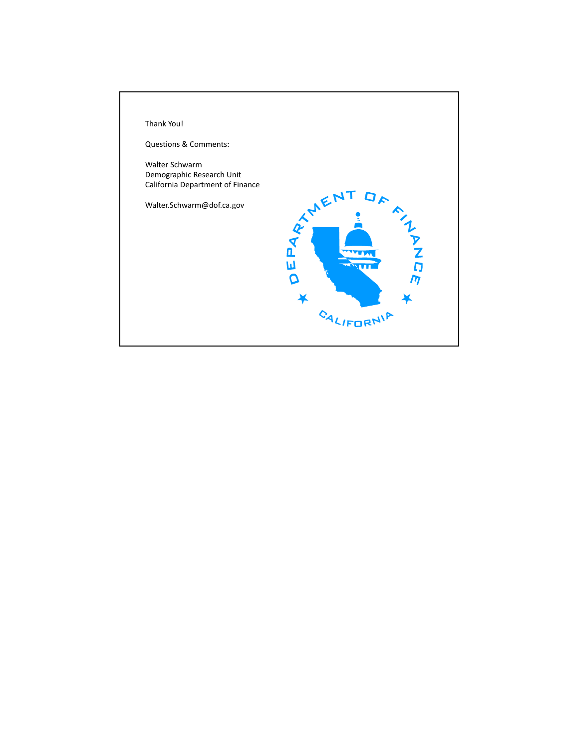Thank You!

Questions & Comments:

Walter Schwarm
Demographic Research Unit
California Department of Finance

Walter.Schwarm@dof.ca.gov